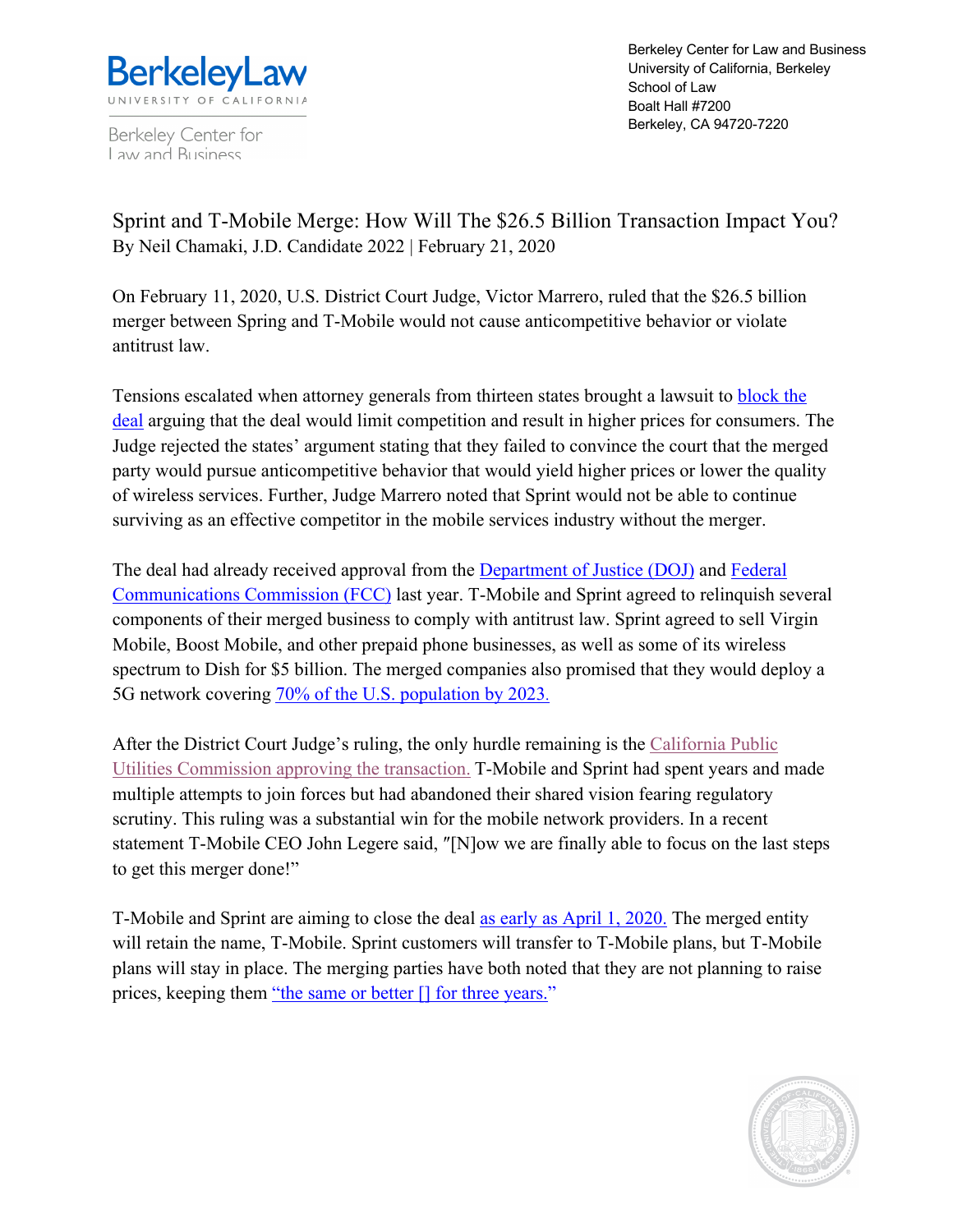BerkeleyLaw
UNIVERSITY OF CALIFORNIA

Berkeley Center for Law and Business

Berkeley Center for Law and Business
University of California, Berkeley
School of Law
Boalt Hall #7200
Berkeley, CA 94720-7220

# Sprint and T-Mobile Merge: How Will The $26.5 Billion Transaction Impact You?

By Neil Chamaki, J.D. Candidate 2022 | February 21, 2020

On February 11, 2020, U.S. District Court Judge, Victor Marrero, ruled that the $26.5 billion merger between Spring and T-Mobile would not cause anticompetitive behavior or violate antitrust law.

Tensions escalated when attorney generals from thirteen states brought a lawsuit to block the deal arguing that the deal would limit competition and result in higher prices for consumers. The Judge rejected the states' argument stating that they failed to convince the court that the merged party would pursue anticompetitive behavior that would yield higher prices or lower the quality of wireless services. Further, Judge Marrero noted that Sprint would not be able to continue surviving as an effective competitor in the mobile services industry without the merger.

The deal had already received approval from the Department of Justice (DOJ) and Federal Communications Commission (FCC) last year. T-Mobile and Sprint agreed to relinquish several components of their merged business to comply with antitrust law. Sprint agreed to sell Virgin Mobile, Boost Mobile, and other prepaid phone businesses, as well as some of its wireless spectrum to Dish for $5 billion. The merged companies also promised that they would deploy a 5G network covering 70% of the U.S. population by 2023.

After the District Court Judge's ruling, the only hurdle remaining is the California Public Utilities Commission approving the transaction. T-Mobile and Sprint had spent years and made multiple attempts to join forces but had abandoned their shared vision fearing regulatory scrutiny. This ruling was a substantial win for the mobile network providers. In a recent statement T-Mobile CEO John Legere said, "[N]ow we are finally able to focus on the last steps to get this merger done!"

T-Mobile and Sprint are aiming to close the deal as early as April 1, 2020. The merged entity will retain the name, T-Mobile. Sprint customers will transfer to T-Mobile plans, but T-Mobile plans will stay in place. The merging parties have both noted that they are not planning to raise prices, keeping them "the same or better [] for three years."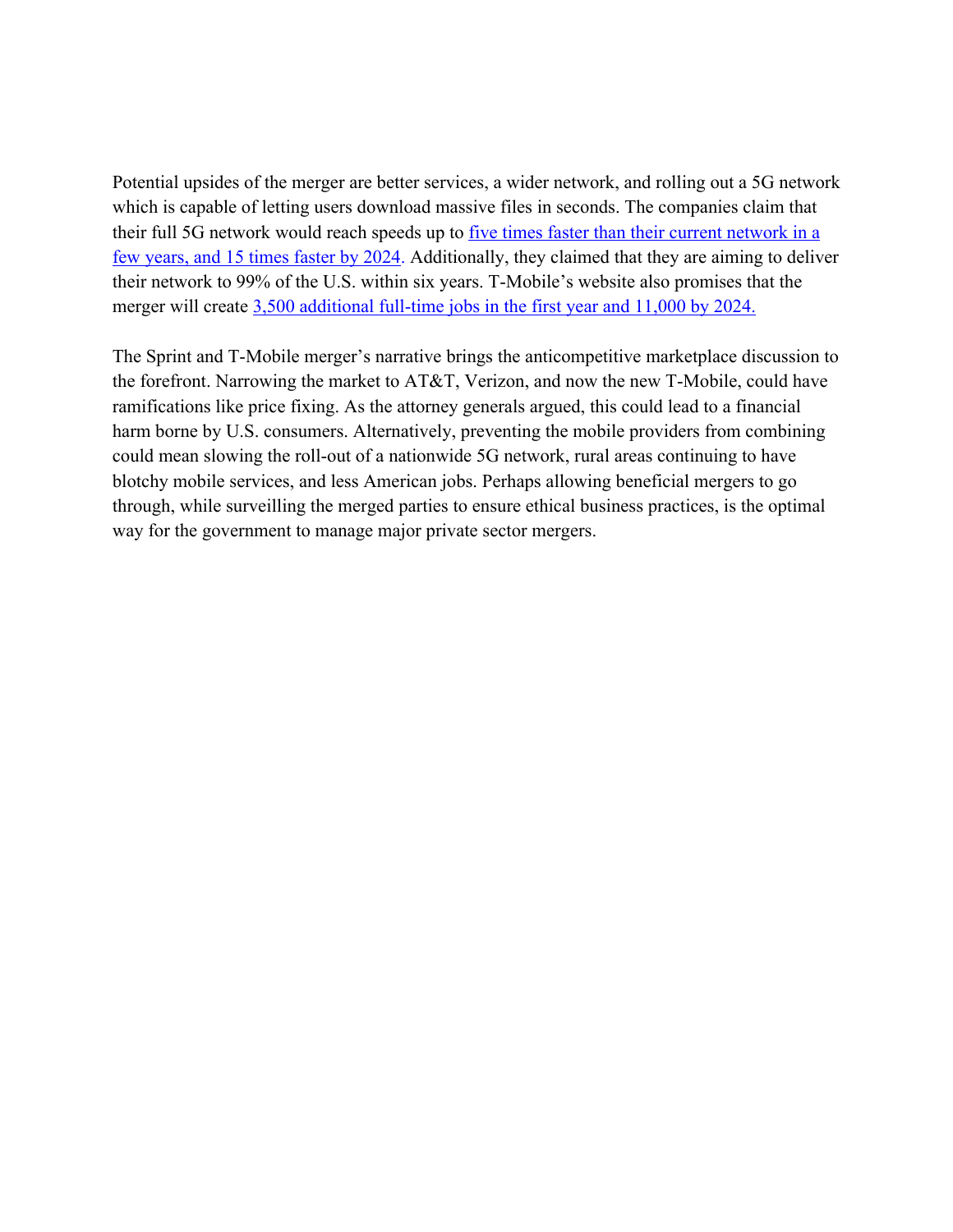Potential upsides of the merger are better services, a wider network, and rolling out a 5G network which is capable of letting users download massive files in seconds. The companies claim that their full 5G network would reach speeds up to five times faster than their current network in a few years, and 15 times faster by 2024. Additionally, they claimed that they are aiming to deliver their network to 99% of the U.S. within six years. T-Mobile's website also promises that the merger will create 3,500 additional full-time jobs in the first year and 11,000 by 2024.

The Sprint and T-Mobile merger's narrative brings the anticompetitive marketplace discussion to the forefront. Narrowing the market to AT&T, Verizon, and now the new T-Mobile, could have ramifications like price fixing. As the attorney generals argued, this could lead to a financial harm borne by U.S. consumers. Alternatively, preventing the mobile providers from combining could mean slowing the roll-out of a nationwide 5G network, rural areas continuing to have blotchy mobile services, and less American jobs. Perhaps allowing beneficial mergers to go through, while surveilling the merged parties to ensure ethical business practices, is the optimal way for the government to manage major private sector mergers.